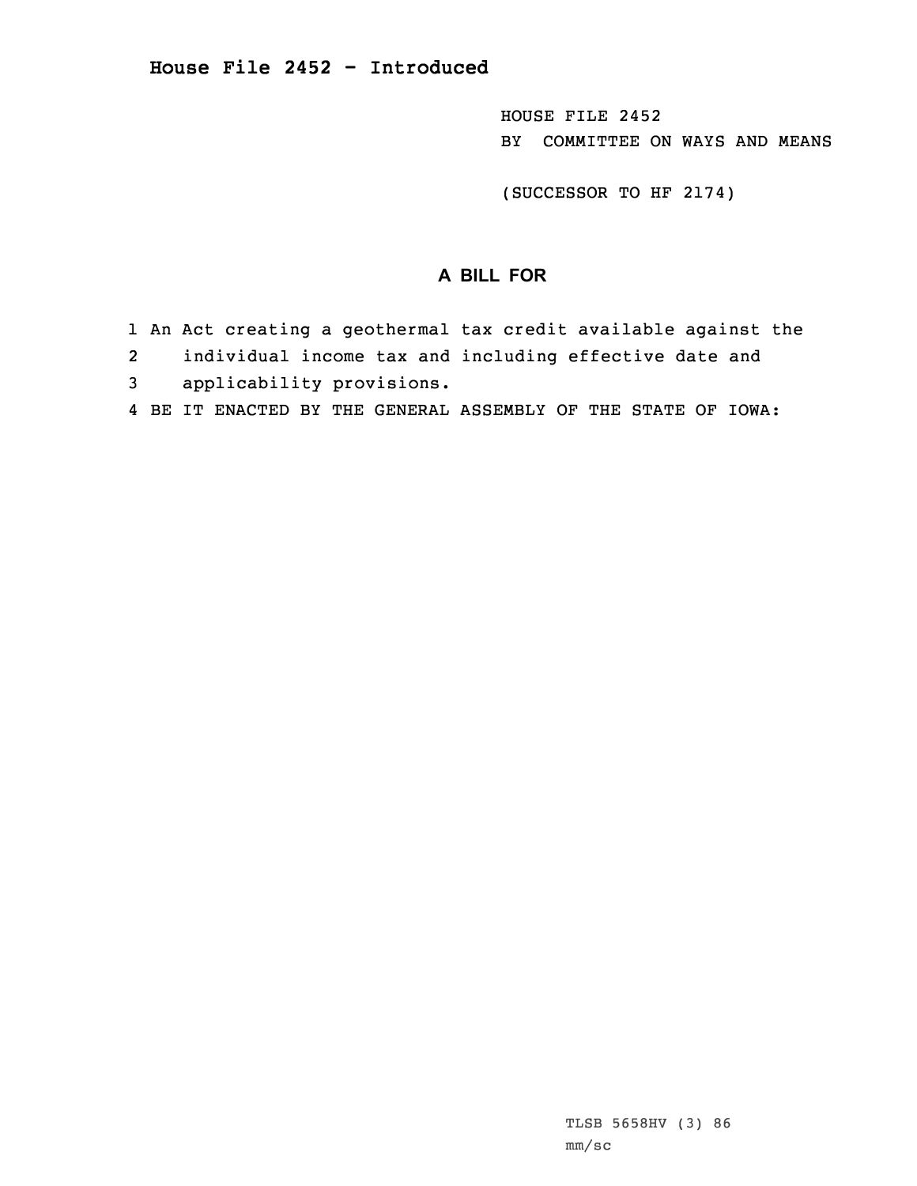# House File 2452 - Introduced

HOUSE FILE 2452
BY COMMITTEE ON WAYS AND MEANS

(SUCCESSOR TO HF 2174)

## A BILL FOR

1 An Act creating a geothermal tax credit available against the
2 individual income tax and including effective date and
3 applicability provisions.
4 BE IT ENACTED BY THE GENERAL ASSEMBLY OF THE STATE OF IOWA:

TLSB 5658HV (3) 86
mm/sc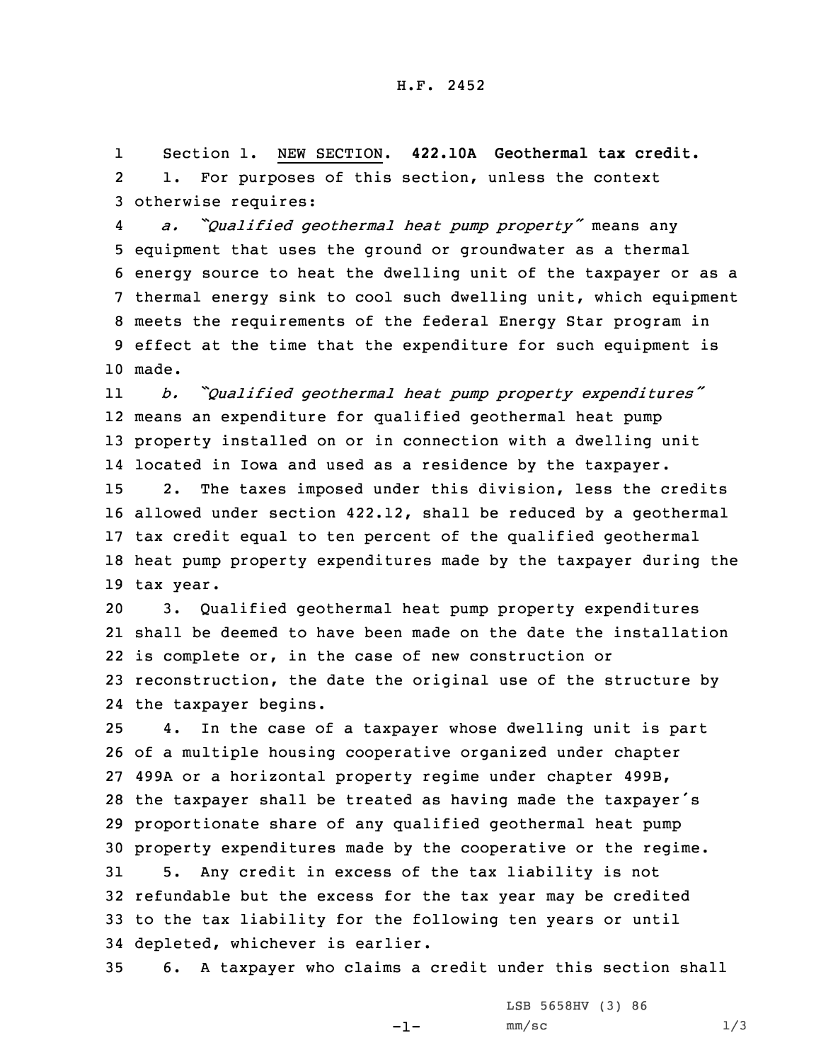H.F. 2452

Section 1. NEW SECTION. **422.10A Geothermal tax credit.**

1. For purposes of this section, unless the context otherwise requires:

*a. "Qualified geothermal heat pump property"* means any equipment that uses the ground or groundwater as a thermal energy source to heat the dwelling unit of the taxpayer or as a thermal energy sink to cool such dwelling unit, which equipment meets the requirements of the federal Energy Star program in effect at the time that the expenditure for such equipment is made.

*b. "Qualified geothermal heat pump property expenditures"* means an expenditure for qualified geothermal heat pump property installed on or in connection with a dwelling unit located in Iowa and used as a residence by the taxpayer.

2. The taxes imposed under this division, less the credits allowed under section 422.12, shall be reduced by a geothermal tax credit equal to ten percent of the qualified geothermal heat pump property expenditures made by the taxpayer during the tax year.

3. Qualified geothermal heat pump property expenditures shall be deemed to have been made on the date the installation is complete or, in the case of new construction or reconstruction, the date the original use of the structure by the taxpayer begins.

4. In the case of a taxpayer whose dwelling unit is part of a multiple housing cooperative organized under chapter 499A or a horizontal property regime under chapter 499B, the taxpayer shall be treated as having made the taxpayer's proportionate share of any qualified geothermal heat pump property expenditures made by the cooperative or the regime.

5. Any credit in excess of the tax liability is not refundable but the excess for the tax year may be credited to the tax liability for the following ten years or until depleted, whichever is earlier.

6. A taxpayer who claims a credit under this section shall

LSB 5658HV (3) 86
mm/sc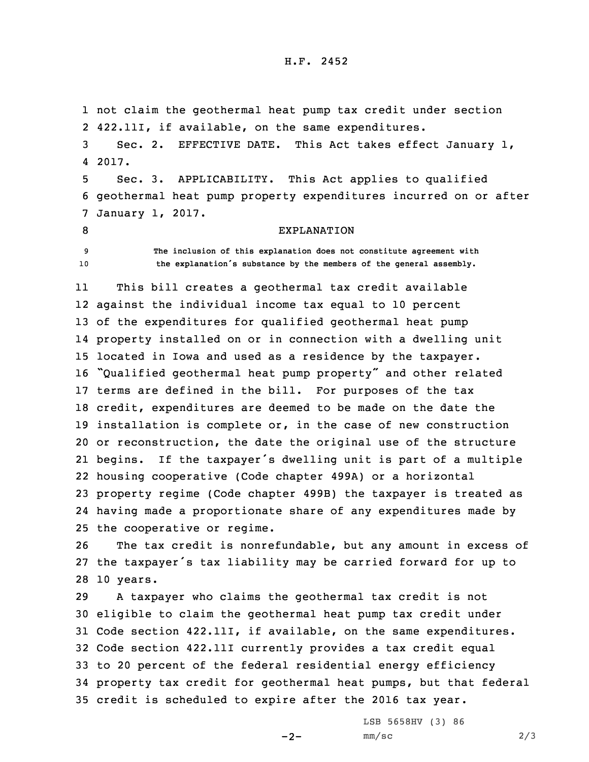not claim the geothermal heat pump tax credit under section 422.11I, if available, on the same expenditures.

Sec. 2. EFFECTIVE DATE. This Act takes effect January 1, 2017.

Sec. 3. APPLICABILITY. This Act applies to qualified geothermal heat pump property expenditures incurred on or after January 1, 2017.

EXPLANATION

The inclusion of this explanation does not constitute agreement with the explanation's substance by the members of the general assembly.

This bill creates a geothermal tax credit available against the individual income tax equal to 10 percent of the expenditures for qualified geothermal heat pump property installed on or in connection with a dwelling unit located in Iowa and used as a residence by the taxpayer. "Qualified geothermal heat pump property" and other related terms are defined in the bill. For purposes of the tax credit, expenditures are deemed to be made on the date the installation is complete or, in the case of new construction or reconstruction, the date the original use of the structure begins. If the taxpayer's dwelling unit is part of a multiple housing cooperative (Code chapter 499A) or a horizontal property regime (Code chapter 499B) the taxpayer is treated as having made a proportionate share of any expenditures made by the cooperative or regime.

The tax credit is nonrefundable, but any amount in excess of the taxpayer's tax liability may be carried forward for up to 10 years.

A taxpayer who claims the geothermal tax credit is not eligible to claim the geothermal heat pump tax credit under Code section 422.11I, if available, on the same expenditures. Code section 422.11I currently provides a tax credit equal to 20 percent of the federal residential energy efficiency property tax credit for geothermal heat pumps, but that federal credit is scheduled to expire after the 2016 tax year.

LSB 5658HV (3) 86
mm/sc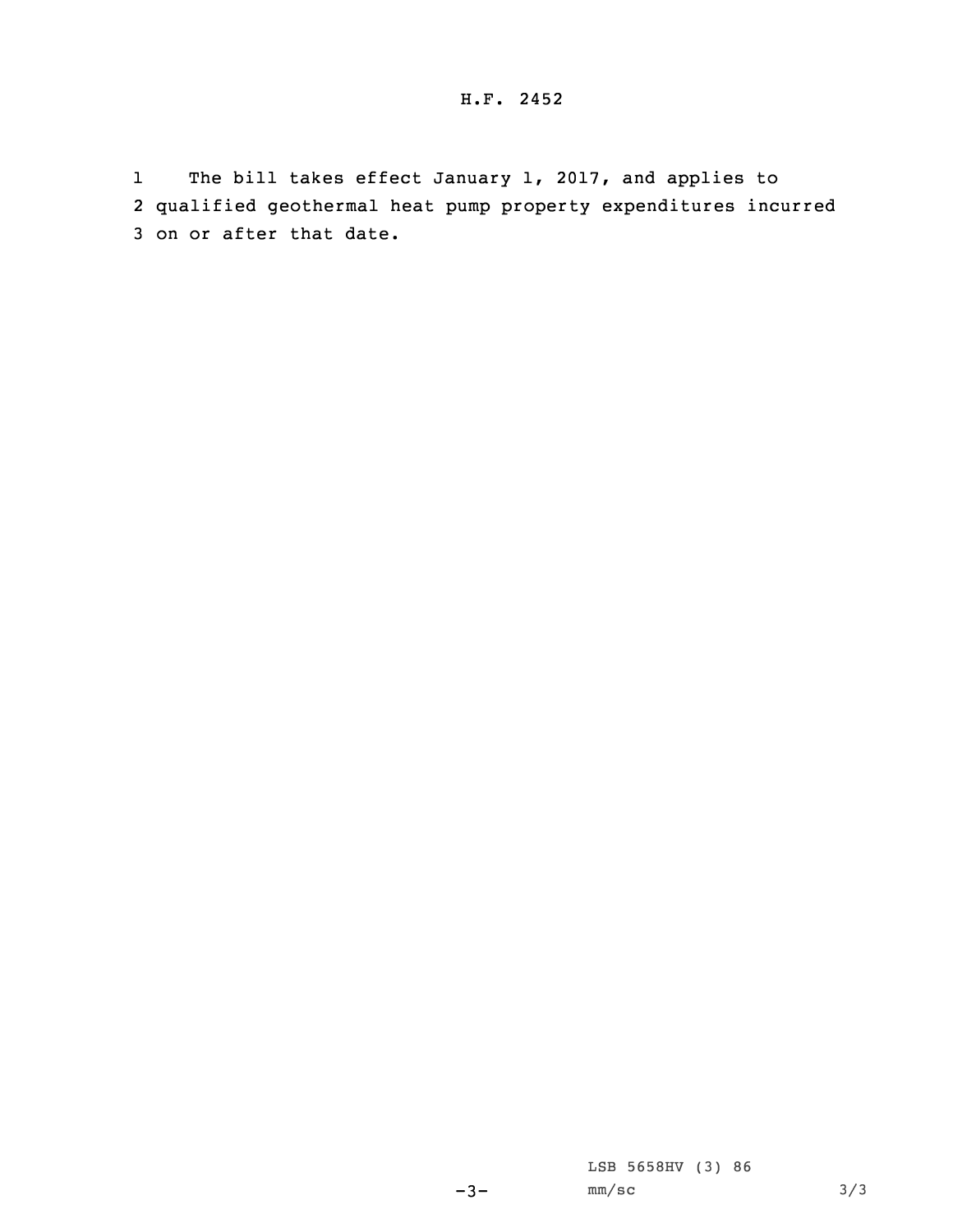The bill takes effect January 1, 2017, and applies to qualified geothermal heat pump property expenditures incurred on or after that date.